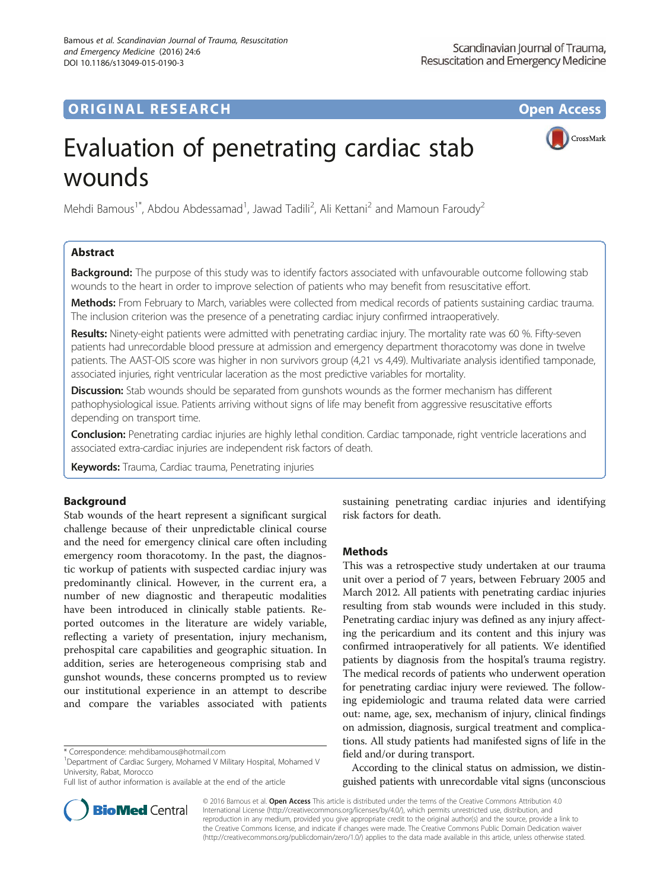**ORIGINAL RESEARCH** **Open Access**

# Evaluation of penetrating cardiac stab wounds

Mehdi Bamous[1*], Abdou Abdessamad[1], Jawad Tadili[2], Ali Kettani[2] and Mamoun Faroudy[2]

## Abstract

**Background:** The purpose of this study was to identify factors associated with unfavourable outcome following stab wounds to the heart in order to improve selection of patients who may benefit from resuscitative effort.

**Methods:** From February to March, variables were collected from medical records of patients sustaining cardiac trauma. The inclusion criterion was the presence of a penetrating cardiac injury confirmed intraoperatively.

**Results:** Ninety-eight patients were admitted with penetrating cardiac injury. The mortality rate was 60 %. Fifty-seven patients had unrecordable blood pressure at admission and emergency department thoracotomy was done in twelve patients. The AAST-OIS score was higher in non survivors group (4,21 vs 4,49). Multivariate analysis identified tamponade, associated injuries, right ventricular laceration as the most predictive variables for mortality.

**Discussion:** Stab wounds should be separated from gunshots wounds as the former mechanism has different pathophysiological issue. Patients arriving without signs of life may benefit from aggressive resuscitative efforts depending on transport time.

**Conclusion:** Penetrating cardiac injuries are highly lethal condition. Cardiac tamponade, right ventricle lacerations and associated extra-cardiac injuries are independent risk factors of death.

**Keywords:** Trauma, Cardiac trauma, Penetrating injuries

## Background

Stab wounds of the heart represent a significant surgical challenge because of their unpredictable clinical course and the need for emergency clinical care often including emergency room thoracotomy. In the past, the diagnostic workup of patients with suspected cardiac injury was predominantly clinical. However, in the current era, a number of new diagnostic and therapeutic modalities have been introduced in clinically stable patients. Reported outcomes in the literature are widely variable, reflecting a variety of presentation, injury mechanism, prehospital care capabilities and geographic situation. In addition, series are heterogeneous comprising stab and gunshot wounds, these concerns prompted us to review our institutional experience in an attempt to describe and compare the variables associated with patients sustaining penetrating cardiac injuries and identifying risk factors for death.

## Methods

This was a retrospective study undertaken at our trauma unit over a period of 7 years, between February 2005 and March 2012. All patients with penetrating cardiac injuries resulting from stab wounds were included in this study. Penetrating cardiac injury was defined as any injury affecting the pericardium and its content and this injury was confirmed intraoperatively for all patients. We identified patients by diagnosis from the hospital's trauma registry. The medical records of patients who underwent operation for penetrating cardiac injury were reviewed. The following epidemiologic and trauma related data were carried out: name, age, sex, mechanism of injury, clinical findings on admission, diagnosis, surgical treatment and complications. All study patients had manifested signs of life in the field and/or during transport.

According to the clinical status on admission, we distinguished patients with unrecordable vital signs (unconscious

\* Correspondence: mehdibamous@hotmail.com
[1]Department of Cardiac Surgery, Mohamed V Military Hospital, Mohamed V University, Rabat, Morocco
Full list of author information is available at the end of the article

© 2016 Bamous et al. **Open Access** This article is distributed under the terms of the Creative Commons Attribution 4.0 International License (http://creativecommons.org/licenses/by/4.0/), which permits unrestricted use, distribution, and reproduction in any medium, provided you give appropriate credit to the original author(s) and the source, provide a link to the Creative Commons license, and indicate if changes were made. The Creative Commons Public Domain Dedication waiver (http://creativecommons.org/publicdomain/zero/1.0/) applies to the data made available in this article, unless otherwise stated.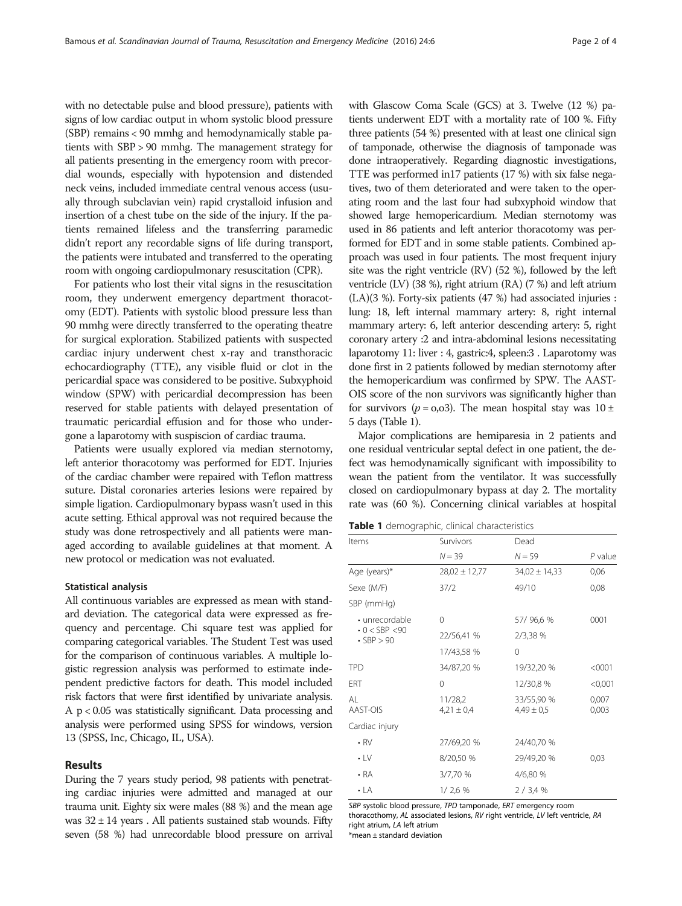with no detectable pulse and blood pressure), patients with signs of low cardiac output in whom systolic blood pressure (SBP) remains < 90 mmhg and hemodynamically stable patients with SBP > 90 mmhg. The management strategy for all patients presenting in the emergency room with precordial wounds, especially with hypotension and distended neck veins, included immediate central venous access (usually through subclavian vein) rapid crystalloid infusion and insertion of a chest tube on the side of the injury. If the patients remained lifeless and the transferring paramedic didn't report any recordable signs of life during transport, the patients were intubated and transferred to the operating room with ongoing cardiopulmonary resuscitation (CPR).

For patients who lost their vital signs in the resuscitation room, they underwent emergency department thoracotomy (EDT). Patients with systolic blood pressure less than 90 mmhg were directly transferred to the operating theatre for surgical exploration. Stabilized patients with suspected cardiac injury underwent chest x-ray and transthoracic echocardiography (TTE), any visible fluid or clot in the pericardial space was considered to be positive. Subxyphoid window (SPW) with pericardial decompression has been reserved for stable patients with delayed presentation of traumatic pericardial effusion and for those who undergone a laparotomy with suspicion of cardiac trauma.

Patients were usually explored via median sternotomy, left anterior thoracotomy was performed for EDT. Injuries of the cardiac chamber were repaired with Teflon mattress suture. Distal coronaries arteries lesions were repaired by simple ligation. Cardiopulmonary bypass wasn't used in this acute setting. Ethical approval was not required because the study was done retrospectively and all patients were managed according to available guidelines at that moment. A new protocol or medication was not evaluated.

#### Statistical analysis

All continuous variables are expressed as mean with standard deviation. The categorical data were expressed as frequency and percentage. Chi square test was applied for comparing categorical variables. The Student Test was used for the comparison of continuous variables. A multiple logistic regression analysis was performed to estimate independent predictive factors for death. This model included risk factors that were first identified by univariate analysis. A $p < 0.05$ was statistically significant. Data processing and analysis were performed using SPSS for windows, version 13 (SPSS, Inc, Chicago, IL, USA).

## Results

During the 7 years study period, 98 patients with penetrating cardiac injuries were admitted and managed at our trauma unit. Eighty six were males (88 %) and the mean age was 32 ± 14 years . All patients sustained stab wounds. Fifty seven (58 %) had unrecordable blood pressure on arrival with Glascow Coma Scale (GCS) at 3. Twelve (12 %) patients underwent EDT with a mortality rate of 100 %. Fifty three patients (54 %) presented with at least one clinical sign of tamponade, otherwise the diagnosis of tamponade was done intraoperatively. Regarding diagnostic investigations, TTE was performed in17 patients (17 %) with six false negatives, two of them deteriorated and were taken to the operating room and the last four had subxyphoid window that showed large hemopericardium. Median sternotomy was used in 86 patients and left anterior thoracotomy was performed for EDT and in some stable patients. Combined approach was used in four patients. The most frequent injury site was the right ventricle (RV) (52 %), followed by the left ventricle (LV) (38 %), right atrium (RA) (7 %) and left atrium (LA)(3 %). Forty-six patients (47 %) had associated injuries : lung: 18, left internal mammary artery: 8, right internal mammary artery: 6, left anterior descending artery: 5, right coronary artery :2 and intra-abdominal lesions necessitating laparotomy 11: liver : 4, gastric:4, spleen:3 . Laparotomy was done first in 2 patients followed by median sternotomy after the hemopericardium was confirmed by SPW. The AAST-OIS score of the non survivors was significantly higher than for survivors ($p$ = o,o3). The mean hospital stay was 10 ± 5 days (Table 1).

Major complications are hemiparesia in 2 patients and one residual ventricular septal defect in one patient, the defect was hemodynamically significant with impossibility to wean the patient from the ventilator. It was successfully closed on cardiopulmonary bypass at day 2. The mortality rate was (60 %). Concerning clinical variables at hospital

**Table 1** demographic, clinical characteristics

| Items | Survivors | Dead | |
|---|---|---|---|
| | N = 39 | N = 59 | P value |
| Age (years)* | 28,02 ± 12,77 | 34,02 ± 14,33 | 0,06 |
| Sexe (M/F) | 37/2 | 49/10 | 0,08 |
| SBP (mmHg) | | | |
| • unrecordable | 0 | 57/ 96,6 % | 0001 |
| • 0 < SBP <90 | 22/56,41 % | 2/3,38 % | |
| • SBP > 90 | 17/43,58 % | 0 | |
| TPD | 34/87,20 % | 19/32,20 % | <0001 |
| ERT | 0 | 12/30,8 % | <0,001 |
| AL | 11/28,2 | 33/55,90 % | 0,007 |
| AAST-OIS | 4,21 ± 0,4 | 4,49 ± 0,5 | 0,003 |
| Cardiac injury | | | |
| • RV | 27/69,20 % | 24/40,70 % | |
| • LV | 8/20,50 % | 29/49,20 % | 0,03 |
| • RA | 3/7,70 % | 4/6,80 % | |
| • LA | 1/ 2,6 % | 2 / 3,4 % | |

*SBP* systolic blood pressure, *TPD* tamponade, *ERT* emergency room thoracothomy, *AL* associated lesions, *RV* right ventricle, *LV* left ventricle, *RA* right atrium, *LA* left atrium
*mean ± standard deviation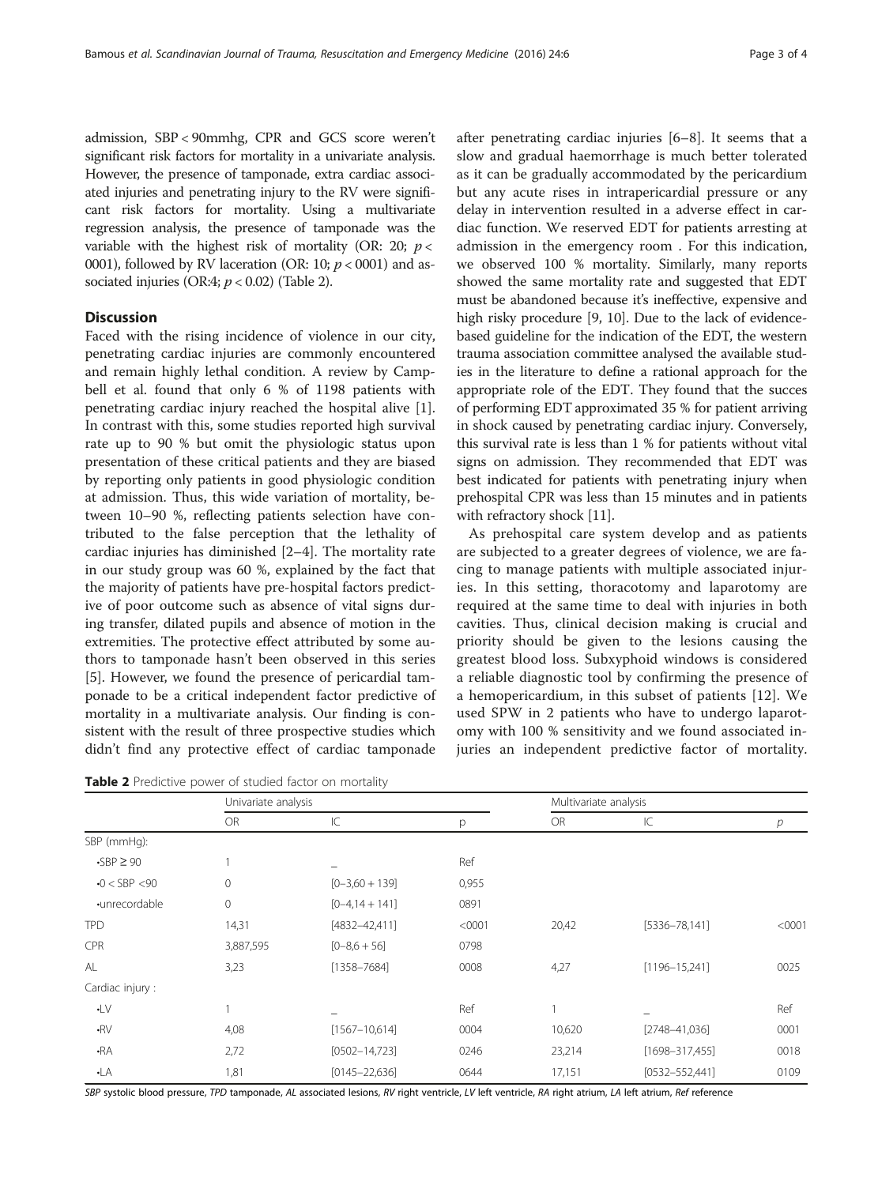admission, SBP < 90mmhg, CPR and GCS score weren't significant risk factors for mortality in a univariate analysis. However, the presence of tamponade, extra cardiac associated injuries and penetrating injury to the RV were significant risk factors for mortality. Using a multivariate regression analysis, the presence of tamponade was the variable with the highest risk of mortality (OR: 20; $p <$ 0001), followed by RV laceration (OR: 10; $p < 0001$) and associated injuries (OR:4; $p < 0.02$) (Table 2).

## Discussion

Faced with the rising incidence of violence in our city, penetrating cardiac injuries are commonly encountered and remain highly lethal condition. A review by Campbell et al. found that only 6 % of 1198 patients with penetrating cardiac injury reached the hospital alive [1]. In contrast with this, some studies reported high survival rate up to 90 % but omit the physiologic status upon presentation of these critical patients and they are biased by reporting only patients in good physiologic condition at admission. Thus, this wide variation of mortality, between 10–90 %, reflecting patients selection have contributed to the false perception that the lethality of cardiac injuries has diminished [2–4]. The mortality rate in our study group was 60 %, explained by the fact that the majority of patients have pre-hospital factors predictive of poor outcome such as absence of vital signs during transfer, dilated pupils and absence of motion in the extremities. The protective effect attributed by some authors to tamponade hasn't been observed in this series [5]. However, we found the presence of pericardial tamponade to be a critical independent factor predictive of mortality in a multivariate analysis. Our finding is consistent with the result of three prospective studies which didn't find any protective effect of cardiac tamponade after penetrating cardiac injuries [6–8]. It seems that a slow and gradual haemorrhage is much better tolerated as it can be gradually accommodated by the pericardium but any acute rises in intrapericardial pressure or any delay in intervention resulted in a adverse effect in cardiac function. We reserved EDT for patients arresting at admission in the emergency room . For this indication, we observed 100 % mortality. Similarly, many reports showed the same mortality rate and suggested that EDT must be abandoned because it's ineffective, expensive and high risky procedure [9, 10]. Due to the lack of evidence-based guideline for the indication of the EDT, the western trauma association committee analysed the available studies in the literature to define a rational approach for the appropriate role of the EDT. They found that the succes of performing EDT approximated 35 % for patient arriving in shock caused by penetrating cardiac injury. Conversely, this survival rate is less than 1 % for patients without vital signs on admission. They recommended that EDT was best indicated for patients with penetrating injury when prehospital CPR was less than 15 minutes and in patients with refractory shock [11].

As prehospital care system develop and as patients are subjected to a greater degrees of violence, we are facing to manage patients with multiple associated injuries. In this setting, thoracotomy and laparotomy are required at the same time to deal with injuries in both cavities. Thus, clinical decision making is crucial and priority should be given to the lesions causing the greatest blood loss. Subxyphoid windows is considered a reliable diagnostic tool by confirming the presence of a hemopericardium, in this subset of patients [12]. We used SPW in 2 patients who have to undergo laparotomy with 100 % sensitivity and we found associated injuries an independent predictive factor of mortality.

**Table 2** Predictive power of studied factor on mortality

| | Univariate analysis | | | Multivariate analysis | | |
|---|---|---|---|---|---|---|
| | OR | IC | p | OR | IC | $p$ |
| SBP (mmHg): | | | | | | |
| •SBP ≥ 90 | 1 | _ | Ref | | | |
| •0 < SBP <90 | 0 | [0–3,60 + 139] | 0,955 | | | |
| •unrecordable | 0 | [0–4,14 + 141] | 0891 | | | |
| TPD | 14,31 | [4832–42,411] | <0001 | 20,42 | [5336–78,141] | <0001 |
| CPR | 3,887,595 | [0–8,6 + 56] | 0798 | | | |
| AL | 3,23 | [1358–7684] | 0008 | 4,27 | [1196–15,241] | 0025 |
| Cardiac injury : | | | | | | |
| •LV | 1 | _ | Ref | 1 | _ | Ref |
| •RV | 4,08 | [1567–10,614] | 0004 | 10,620 | [2748–41,036] | 0001 |
| •RA | 2,72 | [0502–14,723] | 0246 | 23,214 | [1698–317,455] | 0018 |
| •LA | 1,81 | [0145–22,636] | 0644 | 17,151 | [0532–552,441] | 0109 |

*SBP* systolic blood pressure, *TPD* tamponade, *AL* associated lesions, *RV* right ventricle, *LV* left ventricle, *RA* right atrium, *LA* left atrium, *Ref* reference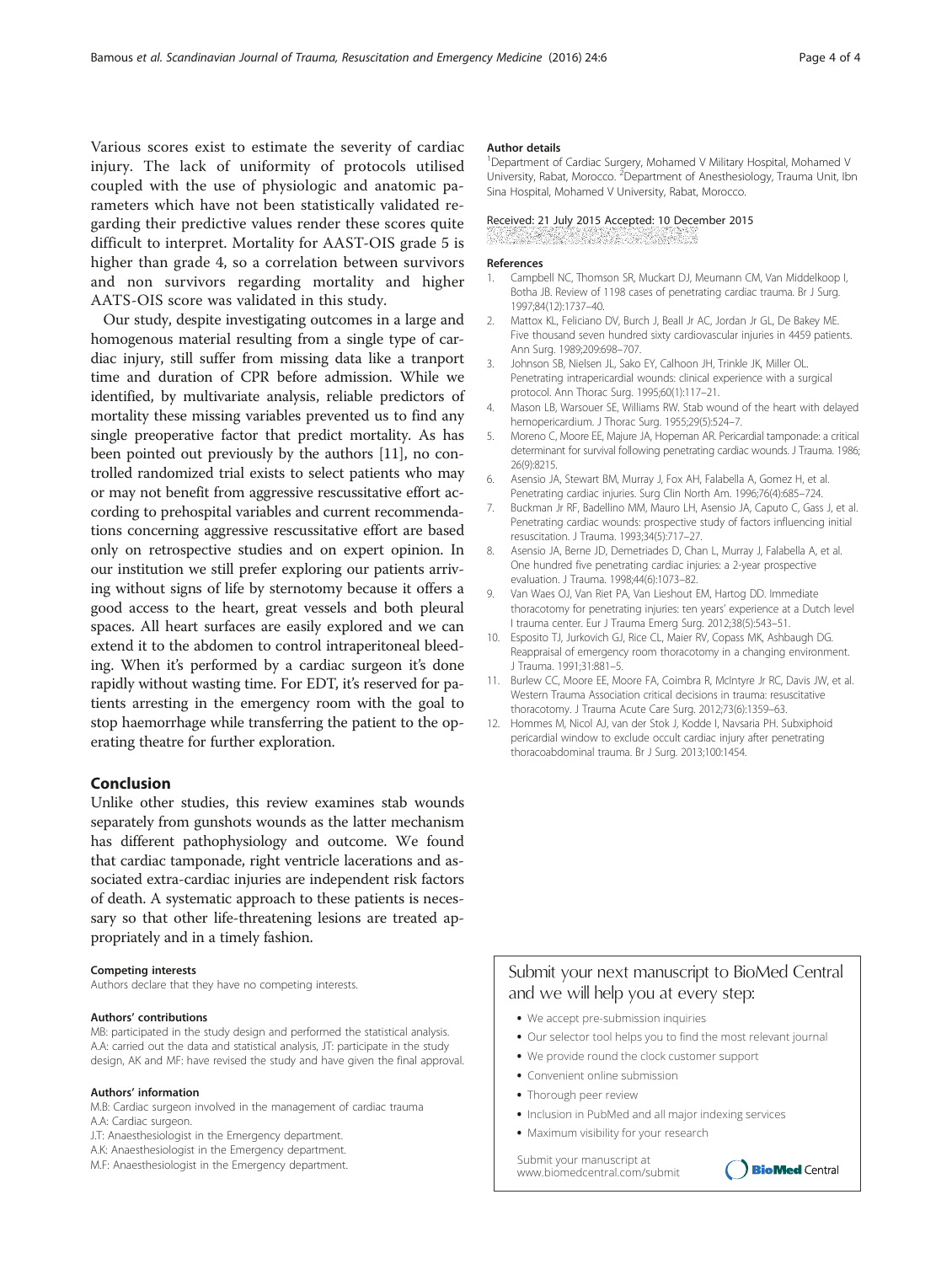Various scores exist to estimate the severity of cardiac injury. The lack of uniformity of protocols utilised coupled with the use of physiologic and anatomic parameters which have not been statistically validated regarding their predictive values render these scores quite difficult to interpret. Mortality for AAST-OIS grade 5 is higher than grade 4, so a correlation between survivors and non survivors regarding mortality and higher AATS-OIS score was validated in this study.

Our study, despite investigating outcomes in a large and homogenous material resulting from a single type of cardiac injury, still suffer from missing data like a tranport time and duration of CPR before admission. While we identified, by multivariate analysis, reliable predictors of mortality these missing variables prevented us to find any single preoperative factor that predict mortality. As has been pointed out previously by the authors [11], no controlled randomized trial exists to select patients who may or may not benefit from aggressive rescussitative effort according to prehospital variables and current recommendations concerning aggressive rescussitative effort are based only on retrospective studies and on expert opinion. In our institution we still prefer exploring our patients arriving without signs of life by sternotomy because it offers a good access to the heart, great vessels and both pleural spaces. All heart surfaces are easily explored and we can extend it to the abdomen to control intraperitoneal bleeding. When it's performed by a cardiac surgeon it's done rapidly without wasting time. For EDT, it's reserved for patients arresting in the emergency room with the goal to stop haemorrhage while transferring the patient to the operating theatre for further exploration.

## Conclusion

Unlike other studies, this review examines stab wounds separately from gunshots wounds as the latter mechanism has different pathophysiology and outcome. We found that cardiac tamponade, right ventricle lacerations and associated extra-cardiac injuries are independent risk factors of death. A systematic approach to these patients is necessary so that other life-threatening lesions are treated appropriately and in a timely fashion.

#### Competing interests

Authors declare that they have no competing interests.

#### Authors' contributions

MB: participated in the study design and performed the statistical analysis. A.A: carried out the data and statistical analysis, JT: participate in the study design, AK and MF: have revised the study and have given the final approval.

#### Authors' information

M.B: Cardiac surgeon involved in the management of cardiac trauma
A.A: Cardiac surgeon.
J.T: Anaesthesiologist in the Emergency department.
A.K: Anaesthesiologist in the Emergency department.
M.F: Anaesthesiologist in the Emergency department.

#### Author details

[1]Department of Cardiac Surgery, Mohamed V Military Hospital, Mohamed V University, Rabat, Morocco. [2]Department of Anesthesiology, Trauma Unit, Ibn Sina Hospital, Mohamed V University, Rabat, Morocco.

Received: 21 July 2015 Accepted: 10 December 2015

#### References

1. Campbell NC, Thomson SR, Muckart DJ, Meumann CM, Van Middelkoop I, Botha JB. Review of 1198 cases of penetrating cardiac trauma. Br J Surg. 1997;84(12):1737–40.
2. Mattox KL, Feliciano DV, Burch J, Beall Jr AC, Jordan Jr GL, De Bakey ME. Five thousand seven hundred sixty cardiovascular injuries in 4459 patients. Ann Surg. 1989;209:698–707.
3. Johnson SB, Nielsen JL, Sako EY, Calhoon JH, Trinkle JK, Miller OL. Penetrating intrapericardial wounds: clinical experience with a surgical protocol. Ann Thorac Surg. 1995;60(1):117–21.
4. Mason LB, Warsouer SE, Williams RW. Stab wound of the heart with delayed hemopericardium. J Thorac Surg. 1955;29(5):524–7.
5. Moreno C, Moore EE, Majure JA, Hopeman AR. Pericardial tamponade: a critical determinant for survival following penetrating cardiac wounds. J Trauma. 1986; 26(9):8215.
6. Asensio JA, Stewart BM, Murray J, Fox AH, Falabella A, Gomez H, et al. Penetrating cardiac injuries. Surg Clin North Am. 1996;76(4):685–724.
7. Buckman Jr RF, Badellino MM, Mauro LH, Asensio JA, Caputo C, Gass J, et al. Penetrating cardiac wounds: prospective study of factors influencing initial resuscitation. J Trauma. 1993;34(5):717–27.
8. Asensio JA, Berne JD, Demetriades D, Chan L, Murray J, Falabella A, et al. One hundred five penetrating cardiac injuries: a 2-year prospective evaluation. J Trauma. 1998;44(6):1073–82.
9. Van Waes OJ, Van Riet PA, Van Lieshout EM, Hartog DD. Immediate thoracotomy for penetrating injuries: ten years' experience at a Dutch level I trauma center. Eur J Trauma Emerg Surg. 2012;38(5):543–51.
10. Esposito TJ, Jurkovich GJ, Rice CL, Maier RV, Copass MK, Ashbaugh DG. Reappraisal of emergency room thoracotomy in a changing environment. J Trauma. 1991;31:881–5.
11. Burlew CC, Moore EE, Moore FA, Coimbra R, McIntyre Jr RC, Davis JW, et al. Western Trauma Association critical decisions in trauma: resuscitative thoracotomy. J Trauma Acute Care Surg. 2012;73(6):1359–63.
12. Hommes M, Nicol AJ, van der Stok J, Kodde I, Navsaria PH. Subxiphoid pericardial window to exclude occult cardiac injury after penetrating thoracoabdominal trauma. Br J Surg. 2013;100:1454.